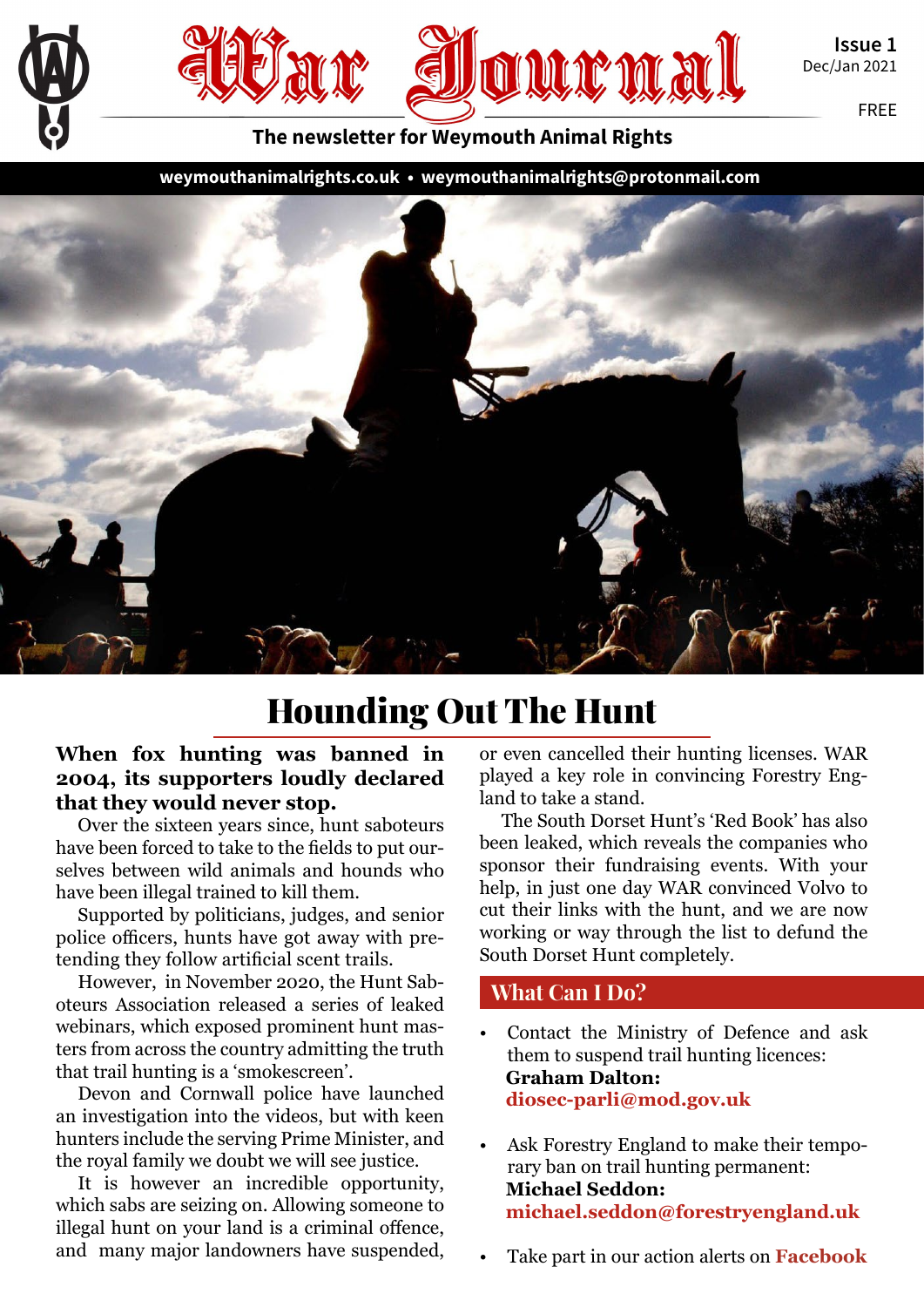# War Journal

Issue 1
Dec/Jan 2021

FREE

**The newsletter for Weymouth Animal Rights**

**weymouthanimalrights.co.uk • weymouthanimalrights@protonmail.com**

## Hounding Out The Hunt

**When fox hunting was banned in 2004, its supporters loudly declared that they would never stop.**

Over the sixteen years since, hunt saboteurs have been forced to take to the fields to put ourselves between wild animals and hounds who have been illegal trained to kill them.

Supported by politicians, judges, and senior police officers, hunts have got away with pretending they follow artificial scent trails.

However, in November 2020, the Hunt Saboteurs Association released a series of leaked webinars, which exposed prominent hunt masters from across the country admitting the truth that trail hunting is a 'smokescreen'.

Devon and Cornwall police have launched an investigation into the videos, but with keen hunters include the serving Prime Minister, and the royal family we doubt we will see justice.

It is however an incredible opportunity, which sabs are seizing on. Allowing someone to illegal hunt on your land is a criminal offence, and many major landowners have suspended, or even cancelled their hunting licenses. WAR played a key role in convincing Forestry England to take a stand.

The South Dorset Hunt's 'Red Book' has also been leaked, which reveals the companies who sponsor their fundraising events. With your help, in just one day WAR convinced Volvo to cut their links with the hunt, and we are now working or way through the list to defund the South Dorset Hunt completely.

### What Can I Do?

- Contact the Ministry of Defence and ask them to suspend trail hunting licences:
  **Graham Dalton:**
  **diosec-parli@mod.gov.uk**
- Ask Forestry England to make their temporary ban on trail hunting permanent:
  **Michael Seddon:**
  **michael.seddon@forestryengland.uk**
- Take part in our action alerts on **Facebook**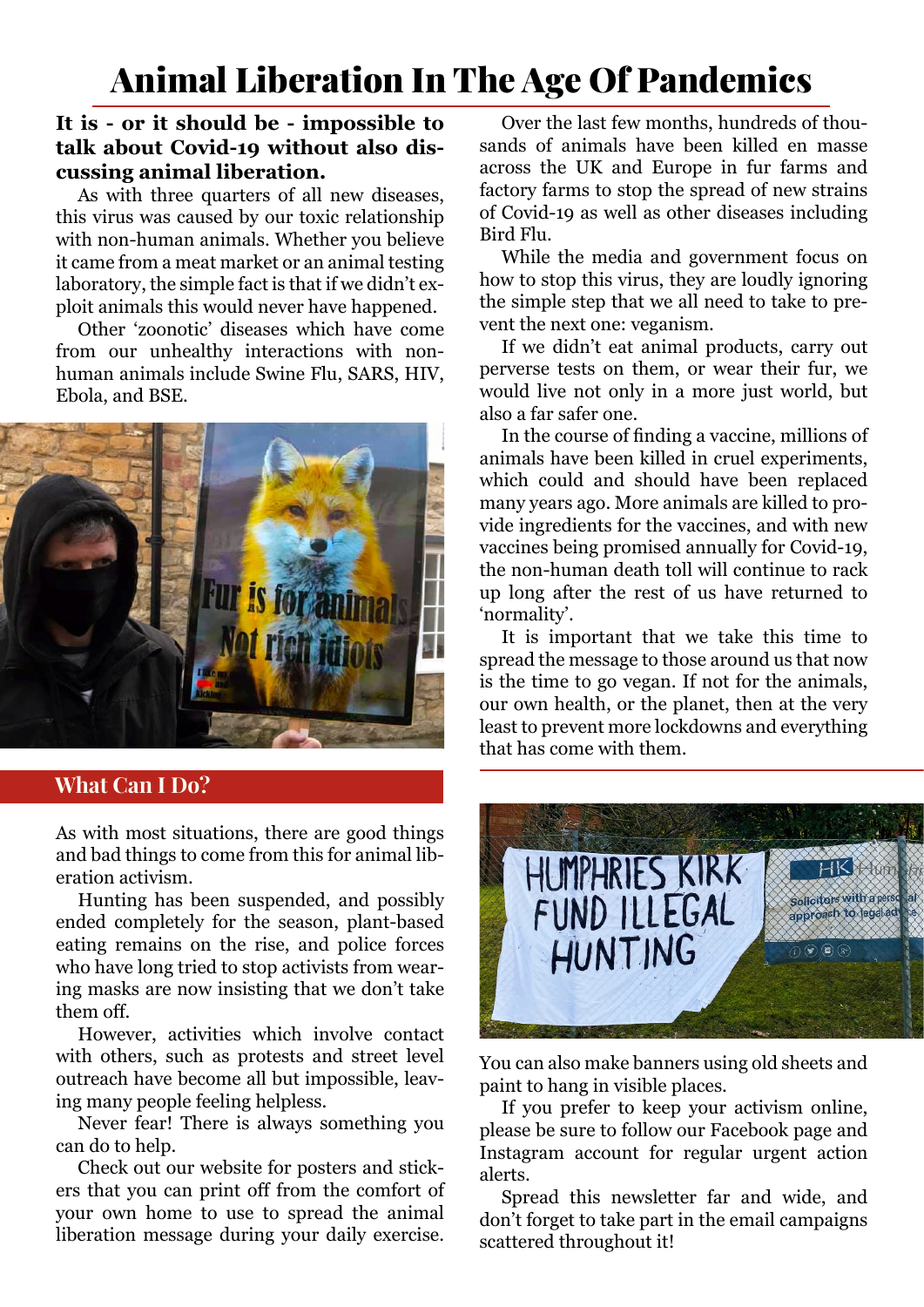# Animal Liberation In The Age Of Pandemics

**It is - or it should be - impossible to talk about Covid-19 without also discussing animal liberation.**

As with three quarters of all new diseases, this virus was caused by our toxic relationship with non-human animals. Whether you believe it came from a meat market or an animal testing laboratory, the simple fact is that if we didn't exploit animals this would never have happened.

Other 'zoonotic' diseases which have come from our unhealthy interactions with non-human animals include Swine Flu, SARS, HIV, Ebola, and BSE.

Over the last few months, hundreds of thousands of animals have been killed en masse across the UK and Europe in fur farms and factory farms to stop the spread of new strains of Covid-19 as well as other diseases including Bird Flu.

While the media and government focus on how to stop this virus, they are loudly ignoring the simple step that we all need to take to prevent the next one: veganism.

If we didn't eat animal products, carry out perverse tests on them, or wear their fur, we would live not only in a more just world, but also a far safer one.

In the course of finding a vaccine, millions of animals have been killed in cruel experiments, which could and should have been replaced many years ago. More animals are killed to provide ingredients for the vaccines, and with new vaccines being promised annually for Covid-19, the non-human death toll will continue to rack up long after the rest of us have returned to 'normality'.

It is important that we take this time to spread the message to those around us that now is the time to go vegan. If not for the animals, our own health, or the planet, then at the very least to prevent more lockdowns and everything that has come with them.

## What Can I Do?

As with most situations, there are good things and bad things to come from this for animal liberation activism.

Hunting has been suspended, and possibly ended completely for the season, plant-based eating remains on the rise, and police forces who have long tried to stop activists from wearing masks are now insisting that we don't take them off.

However, activities which involve contact with others, such as protests and street level outreach have become all but impossible, leaving many people feeling helpless.

Never fear! There is always something you can do to help.

Check out our website for posters and stickers that you can print off from the comfort of your own home to use to spread the animal liberation message during your daily exercise.

You can also make banners using old sheets and paint to hang in visible places.

If you prefer to keep your activism online, please be sure to follow our Facebook page and Instagram account for regular urgent action alerts.

Spread this newsletter far and wide, and don't forget to take part in the email campaigns scattered throughout it!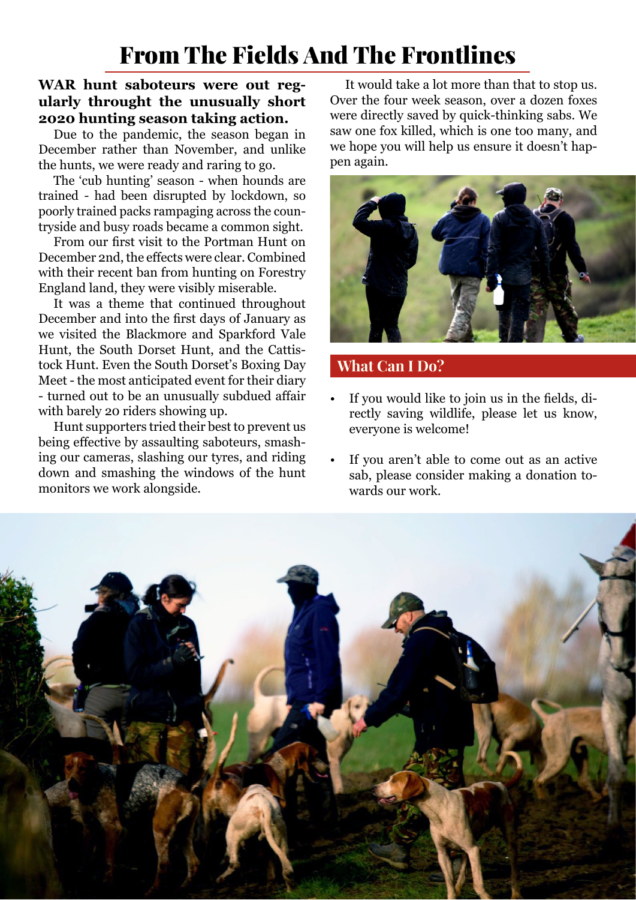# From The Fields And The Frontlines

**WAR hunt saboteurs were out regularly throught the unusually short 2020 hunting season taking action.**

Due to the pandemic, the season began in December rather than November, and unlike the hunts, we were ready and raring to go.

The 'cub hunting' season - when hounds are trained - had been disrupted by lockdown, so poorly trained packs rampaging across the countryside and busy roads became a common sight.

From our first visit to the Portman Hunt on December 2nd, the effects were clear. Combined with their recent ban from hunting on Forestry England land, they were visibly miserable.

It was a theme that continued throughout December and into the first days of January as we visited the Blackmore and Sparkford Vale Hunt, the South Dorset Hunt, and the Cattistock Hunt. Even the South Dorset's Boxing Day Meet - the most anticipated event for their diary - turned out to be an unusually subdued affair with barely 20 riders showing up.

Hunt supporters tried their best to prevent us being effective by assaulting saboteurs, smashing our cameras, slashing our tyres, and riding down and smashing the windows of the hunt monitors we work alongside.

It would take a lot more than that to stop us. Over the four week season, over a dozen foxes were directly saved by quick-thinking sabs. We saw one fox killed, which is one too many, and we hope you will help us ensure it doesn't happen again.

## What Can I Do?

- If you would like to join us in the fields, directly saving wildlife, please let us know, everyone is welcome!
- If you aren't able to come out as an active sab, please consider making a donation towards our work.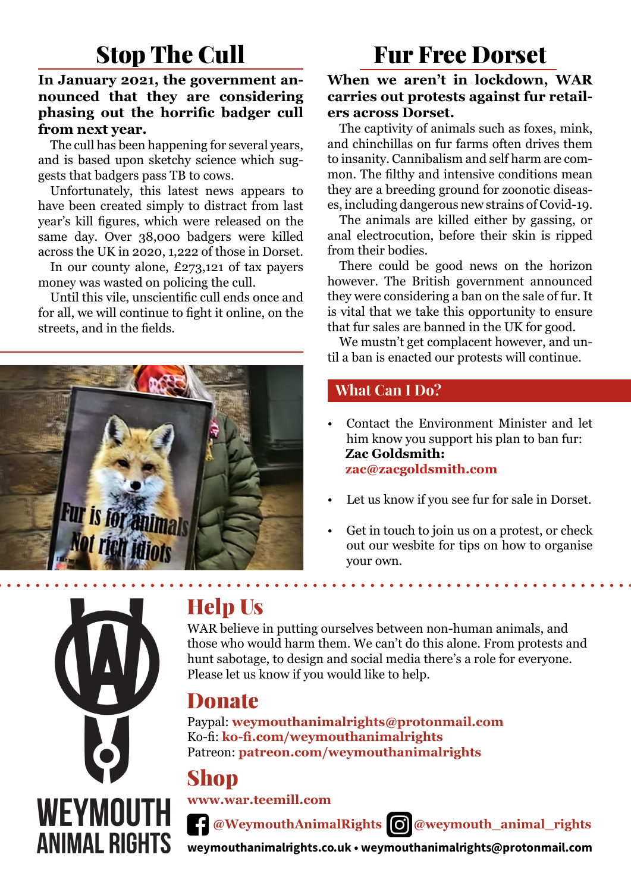# Stop The Cull

**In January 2021, the government announced that they are considering phasing out the horrific badger cull from next year.**

The cull has been happening for several years, and is based upon sketchy science which suggests that badgers pass TB to cows.

Unfortunately, this latest news appears to have been created simply to distract from last year's kill figures, which were released on the same day. Over 38,000 badgers were killed across the UK in 2020, 1,222 of those in Dorset.

In our county alone, £273,121 of tax payers money was wasted on policing the cull.

Until this vile, unscientific cull ends once and for all, we will continue to fight it online, on the streets, and in the fields.

# Fur Free Dorset

**When we aren't in lockdown, WAR carries out protests against fur retailers across Dorset.**

The captivity of animals such as foxes, mink, and chinchillas on fur farms often drives them to insanity. Cannibalism and self harm are common. The filthy and intensive conditions mean they are a breeding ground for zoonotic diseases, including dangerous new strains of Covid-19.

The animals are killed either by gassing, or anal electrocution, before their skin is ripped from their bodies.

There could be good news on the horizon however. The British government announced they were considering a ban on the sale of fur. It is vital that we take this opportunity to ensure that fur sales are banned in the UK for good.

We mustn't get complacent however, and until a ban is enacted our protests will continue.

## What Can I Do?

- Contact the Environment Minister and let him know you support his plan to ban fur: **Zac Goldsmith:** **zac@zacgoldsmith.com**
- Let us know if you see fur for sale in Dorset.
- Get in touch to join us on a protest, or check out our wesbite for tips on how to organise your own.

# Help Us

WAR believe in putting ourselves between non-human animals, and those who would harm them. We can't do this alone. From protests and hunt sabotage, to design and social media there's a role for everyone. Please let us know if you would like to help.

# Donate

Paypal: **weymouthanimalrights@protonmail.com**
Ko-fi: **ko-fi.com/weymouthanimalrights**
Patreon: **patreon.com/weymouthanimalrights**

# Shop

**www.war.teemill.com**

**@WeymouthAnimalRights** **@weymouth_animal_rights**

**weymouthanimalrights.co.uk • weymouthanimalrights@protonmail.com**

WEYMOUTH ANIMAL RIGHTS